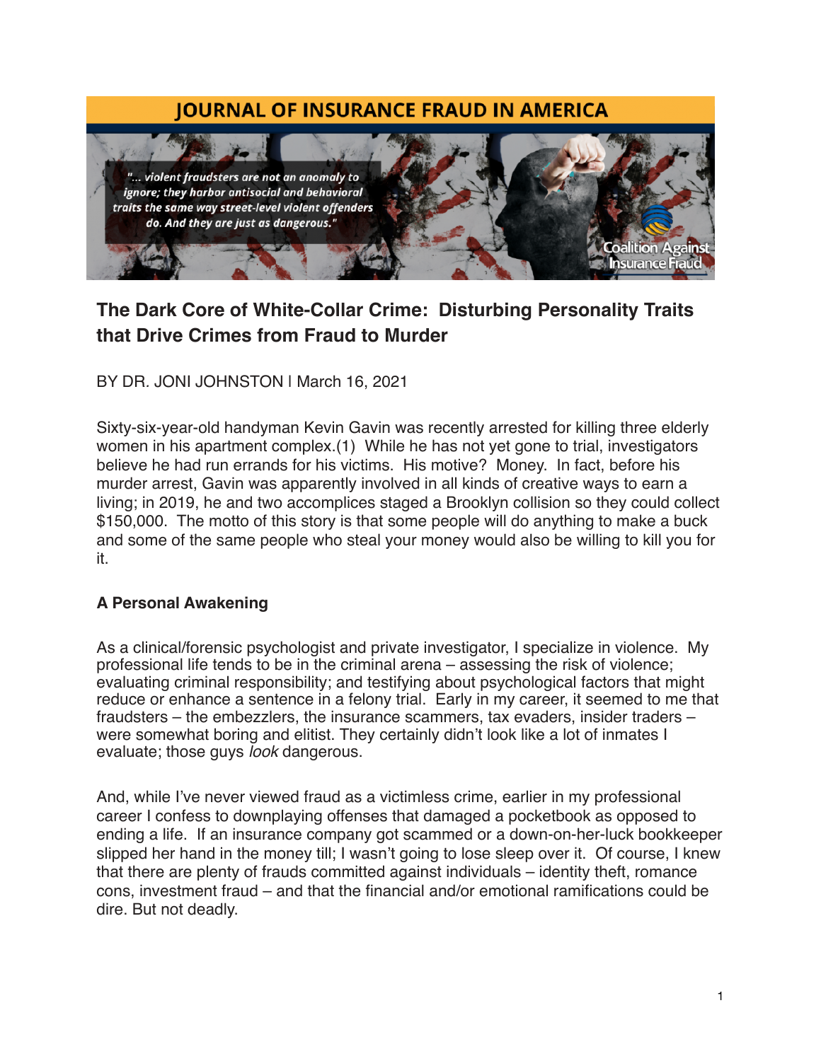# JOURNAL OF INSURANCE FRAUD IN AMERICA

*"... violent fraudsters are not an anomaly to ignore; they harbor antisocial and behavioral traits the same way street-level violent offenders do. And they are just as dangerous."*

Coalition Against Insurance Fraud

## The Dark Core of White-Collar Crime: Disturbing Personality Traits that Drive Crimes from Fraud to Murder

BY DR. JONI JOHNSTON l March 16, 2021

Sixty-six-year-old handyman Kevin Gavin was recently arrested for killing three elderly women in his apartment complex.(1) While he has not yet gone to trial, investigators believe he had run errands for his victims. His motive? Money. In fact, before his murder arrest, Gavin was apparently involved in all kinds of creative ways to earn a living; in 2019, he and two accomplices staged a Brooklyn collision so they could collect $150,000. The motto of this story is that some people will do anything to make a buck and some of the same people who steal your money would also be willing to kill you for it.

### A Personal Awakening

As a clinical/forensic psychologist and private investigator, I specialize in violence. My professional life tends to be in the criminal arena – assessing the risk of violence; evaluating criminal responsibility; and testifying about psychological factors that might reduce or enhance a sentence in a felony trial. Early in my career, it seemed to me that fraudsters – the embezzlers, the insurance scammers, tax evaders, insider traders – were somewhat boring and elitist. They certainly didn't look like a lot of inmates I evaluate; those guys *look* dangerous.

And, while I've never viewed fraud as a victimless crime, earlier in my professional career I confess to downplaying offenses that damaged a pocketbook as opposed to ending a life. If an insurance company got scammed or a down-on-her-luck bookkeeper slipped her hand in the money till; I wasn't going to lose sleep over it. Of course, I knew that there are plenty of frauds committed against individuals – identity theft, romance cons, investment fraud – and that the financial and/or emotional ramifications could be dire. But not deadly.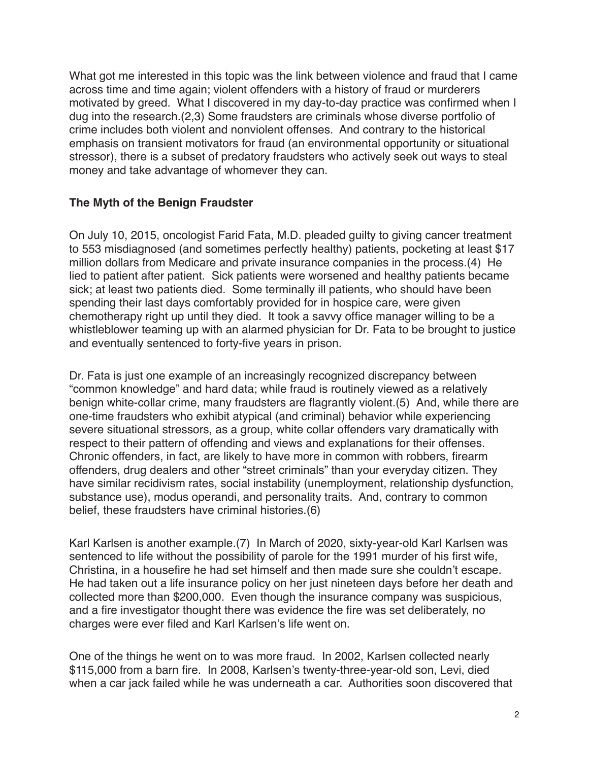What got me interested in this topic was the link between violence and fraud that I came across time and time again; violent offenders with a history of fraud or murderers motivated by greed. What I discovered in my day-to-day practice was confirmed when I dug into the research.(2,3) Some fraudsters are criminals whose diverse portfolio of crime includes both violent and nonviolent offenses. And contrary to the historical emphasis on transient motivators for fraud (an environmental opportunity or situational stressor), there is a subset of predatory fraudsters who actively seek out ways to steal money and take advantage of whomever they can.

**The Myth of the Benign Fraudster**

On July 10, 2015, oncologist Farid Fata, M.D. pleaded guilty to giving cancer treatment to 553 misdiagnosed (and sometimes perfectly healthy) patients, pocketing at least $17 million dollars from Medicare and private insurance companies in the process.(4) He lied to patient after patient. Sick patients were worsened and healthy patients became sick; at least two patients died. Some terminally ill patients, who should have been spending their last days comfortably provided for in hospice care, were given chemotherapy right up until they died. It took a savvy office manager willing to be a whistleblower teaming up with an alarmed physician for Dr. Fata to be brought to justice and eventually sentenced to forty-five years in prison.

Dr. Fata is just one example of an increasingly recognized discrepancy between "common knowledge" and hard data; while fraud is routinely viewed as a relatively benign white-collar crime, many fraudsters are flagrantly violent.(5) And, while there are one-time fraudsters who exhibit atypical (and criminal) behavior while experiencing severe situational stressors, as a group, white collar offenders vary dramatically with respect to their pattern of offending and views and explanations for their offenses. Chronic offenders, in fact, are likely to have more in common with robbers, firearm offenders, drug dealers and other "street criminals" than your everyday citizen. They have similar recidivism rates, social instability (unemployment, relationship dysfunction, substance use), modus operandi, and personality traits. And, contrary to common belief, these fraudsters have criminal histories.(6)

Karl Karlsen is another example.(7) In March of 2020, sixty-year-old Karl Karlsen was sentenced to life without the possibility of parole for the 1991 murder of his first wife, Christina, in a housefire he had set himself and then made sure she couldn't escape. He had taken out a life insurance policy on her just nineteen days before her death and collected more than $200,000. Even though the insurance company was suspicious, and a fire investigator thought there was evidence the fire was set deliberately, no charges were ever filed and Karl Karlsen's life went on.

One of the things he went on to was more fraud. In 2002, Karlsen collected nearly $115,000 from a barn fire. In 2008, Karlsen's twenty-three-year-old son, Levi, died when a car jack failed while he was underneath a car. Authorities soon discovered that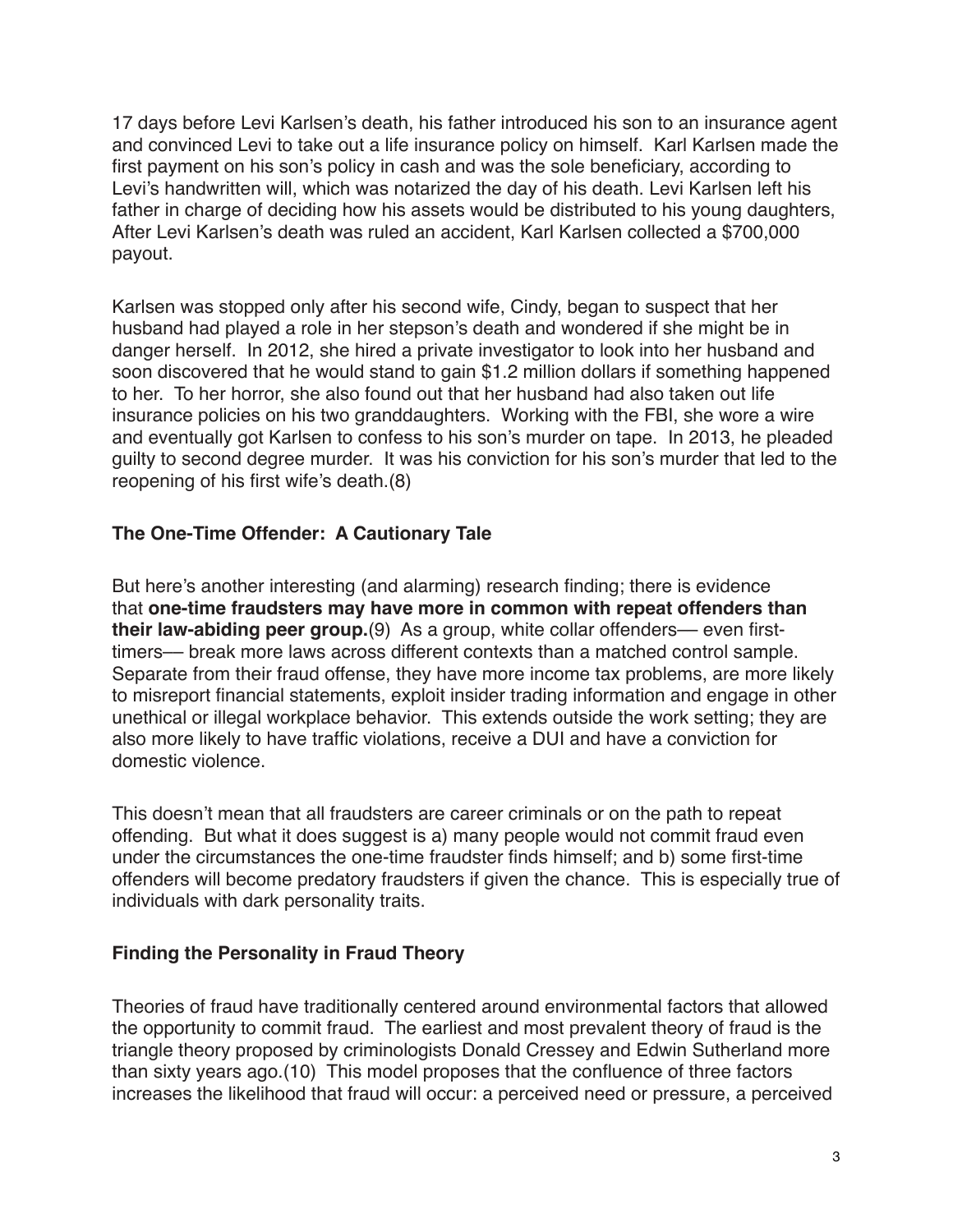17 days before Levi Karlsen's death, his father introduced his son to an insurance agent and convinced Levi to take out a life insurance policy on himself. Karl Karlsen made the first payment on his son's policy in cash and was the sole beneficiary, according to Levi's handwritten will, which was notarized the day of his death. Levi Karlsen left his father in charge of deciding how his assets would be distributed to his young daughters, After Levi Karlsen's death was ruled an accident, Karl Karlsen collected a $700,000 payout.

Karlsen was stopped only after his second wife, Cindy, began to suspect that her husband had played a role in her stepson's death and wondered if she might be in danger herself. In 2012, she hired a private investigator to look into her husband and soon discovered that he would stand to gain $1.2 million dollars if something happened to her. To her horror, she also found out that her husband had also taken out life insurance policies on his two granddaughters. Working with the FBI, she wore a wire and eventually got Karlsen to confess to his son's murder on tape. In 2013, he pleaded guilty to second degree murder. It was his conviction for his son's murder that led to the reopening of his first wife's death.(8)

### The One-Time Offender: A Cautionary Tale

But here's another interesting (and alarming) research finding; there is evidence that **one-time fraudsters may have more in common with repeat offenders than their law-abiding peer group.**(9) As a group, white collar offenders— even first-timers— break more laws across different contexts than a matched control sample. Separate from their fraud offense, they have more income tax problems, are more likely to misreport financial statements, exploit insider trading information and engage in other unethical or illegal workplace behavior. This extends outside the work setting; they are also more likely to have traffic violations, receive a DUI and have a conviction for domestic violence.

This doesn't mean that all fraudsters are career criminals or on the path to repeat offending. But what it does suggest is a) many people would not commit fraud even under the circumstances the one-time fraudster finds himself; and b) some first-time offenders will become predatory fraudsters if given the chance. This is especially true of individuals with dark personality traits.

### Finding the Personality in Fraud Theory

Theories of fraud have traditionally centered around environmental factors that allowed the opportunity to commit fraud. The earliest and most prevalent theory of fraud is the triangle theory proposed by criminologists Donald Cressey and Edwin Sutherland more than sixty years ago.(10) This model proposes that the confluence of three factors increases the likelihood that fraud will occur: a perceived need or pressure, a perceived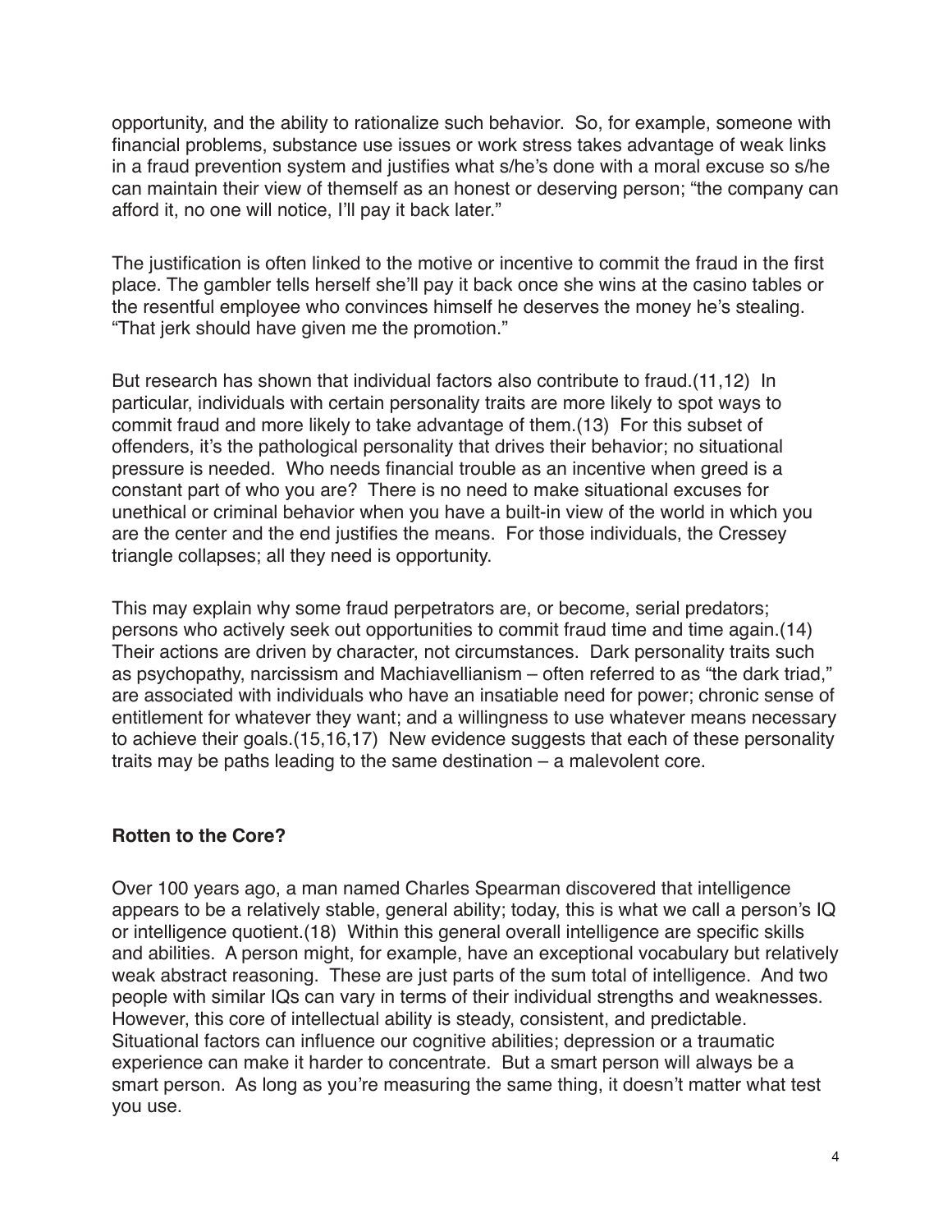opportunity, and the ability to rationalize such behavior. So, for example, someone with financial problems, substance use issues or work stress takes advantage of weak links in a fraud prevention system and justifies what s/he's done with a moral excuse so s/he can maintain their view of themself as an honest or deserving person; "the company can afford it, no one will notice, I'll pay it back later."

The justification is often linked to the motive or incentive to commit the fraud in the first place. The gambler tells herself she'll pay it back once she wins at the casino tables or the resentful employee who convinces himself he deserves the money he's stealing. "That jerk should have given me the promotion."

But research has shown that individual factors also contribute to fraud.(11,12) In particular, individuals with certain personality traits are more likely to spot ways to commit fraud and more likely to take advantage of them.(13) For this subset of offenders, it's the pathological personality that drives their behavior; no situational pressure is needed. Who needs financial trouble as an incentive when greed is a constant part of who you are? There is no need to make situational excuses for unethical or criminal behavior when you have a built-in view of the world in which you are the center and the end justifies the means. For those individuals, the Cressey triangle collapses; all they need is opportunity.

This may explain why some fraud perpetrators are, or become, serial predators; persons who actively seek out opportunities to commit fraud time and time again.(14) Their actions are driven by character, not circumstances. Dark personality traits such as psychopathy, narcissism and Machiavellianism – often referred to as "the dark triad," are associated with individuals who have an insatiable need for power; chronic sense of entitlement for whatever they want; and a willingness to use whatever means necessary to achieve their goals.(15,16,17) New evidence suggests that each of these personality traits may be paths leading to the same destination – a malevolent core.

**Rotten to the Core?**

Over 100 years ago, a man named Charles Spearman discovered that intelligence appears to be a relatively stable, general ability; today, this is what we call a person's IQ or intelligence quotient.(18) Within this general overall intelligence are specific skills and abilities. A person might, for example, have an exceptional vocabulary but relatively weak abstract reasoning. These are just parts of the sum total of intelligence. And two people with similar IQs can vary in terms of their individual strengths and weaknesses. However, this core of intellectual ability is steady, consistent, and predictable. Situational factors can influence our cognitive abilities; depression or a traumatic experience can make it harder to concentrate. But a smart person will always be a smart person. As long as you're measuring the same thing, it doesn't matter what test you use.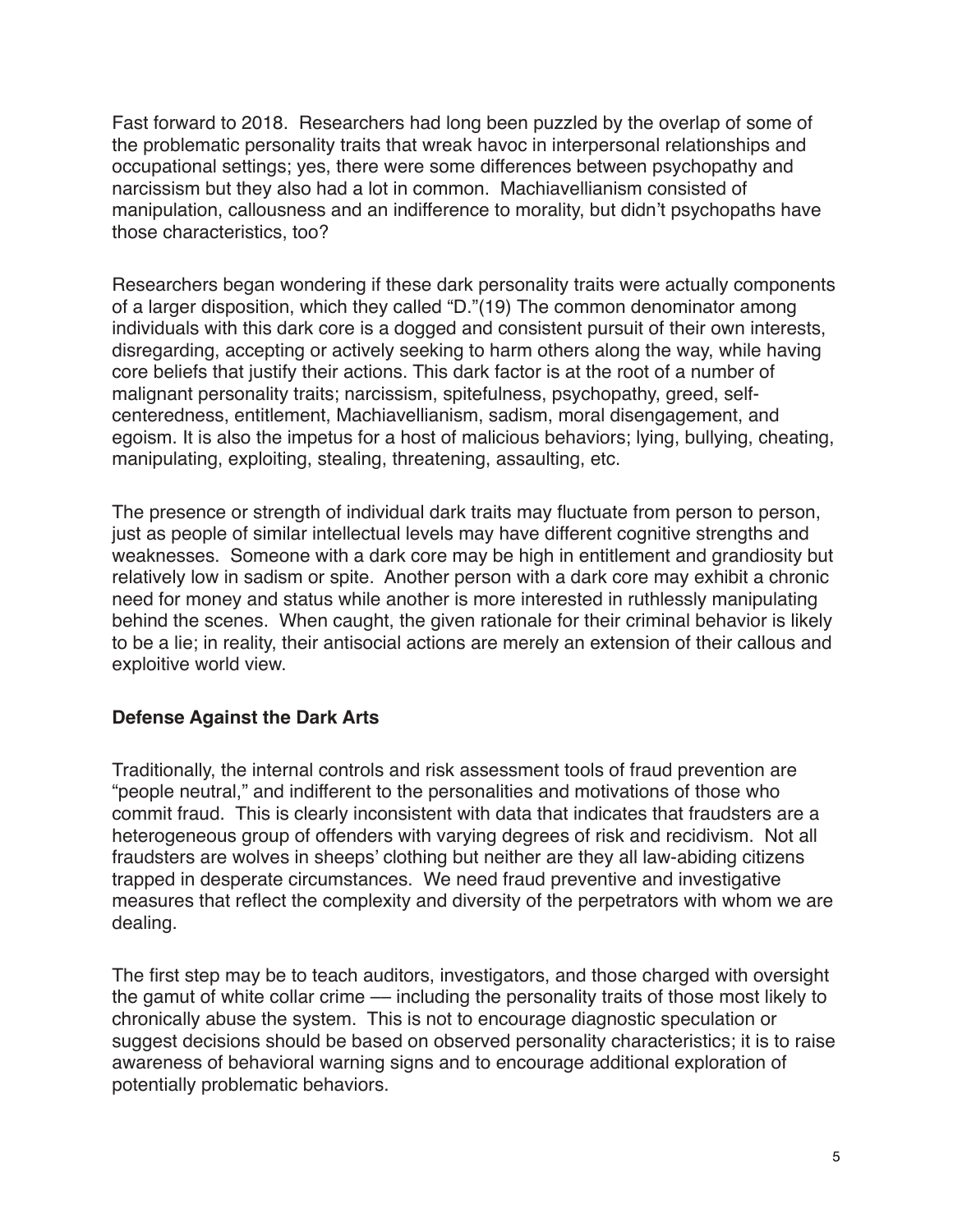Fast forward to 2018. Researchers had long been puzzled by the overlap of some of the problematic personality traits that wreak havoc in interpersonal relationships and occupational settings; yes, there were some differences between psychopathy and narcissism but they also had a lot in common. Machiavellianism consisted of manipulation, callousness and an indifference to morality, but didn't psychopaths have those characteristics, too?

Researchers began wondering if these dark personality traits were actually components of a larger disposition, which they called "D."(19) The common denominator among individuals with this dark core is a dogged and consistent pursuit of their own interests, disregarding, accepting or actively seeking to harm others along the way, while having core beliefs that justify their actions. This dark factor is at the root of a number of malignant personality traits; narcissism, spitefulness, psychopathy, greed, self-centeredness, entitlement, Machiavellianism, sadism, moral disengagement, and egoism. It is also the impetus for a host of malicious behaviors; lying, bullying, cheating, manipulating, exploiting, stealing, threatening, assaulting, etc.

The presence or strength of individual dark traits may fluctuate from person to person, just as people of similar intellectual levels may have different cognitive strengths and weaknesses. Someone with a dark core may be high in entitlement and grandiosity but relatively low in sadism or spite. Another person with a dark core may exhibit a chronic need for money and status while another is more interested in ruthlessly manipulating behind the scenes. When caught, the given rationale for their criminal behavior is likely to be a lie; in reality, their antisocial actions are merely an extension of their callous and exploitive world view.

**Defense Against the Dark Arts**

Traditionally, the internal controls and risk assessment tools of fraud prevention are "people neutral," and indifferent to the personalities and motivations of those who commit fraud. This is clearly inconsistent with data that indicates that fraudsters are a heterogeneous group of offenders with varying degrees of risk and recidivism. Not all fraudsters are wolves in sheeps' clothing but neither are they all law-abiding citizens trapped in desperate circumstances. We need fraud preventive and investigative measures that reflect the complexity and diversity of the perpetrators with whom we are dealing.

The first step may be to teach auditors, investigators, and those charged with oversight the gamut of white collar crime — including the personality traits of those most likely to chronically abuse the system. This is not to encourage diagnostic speculation or suggest decisions should be based on observed personality characteristics; it is to raise awareness of behavioral warning signs and to encourage additional exploration of potentially problematic behaviors.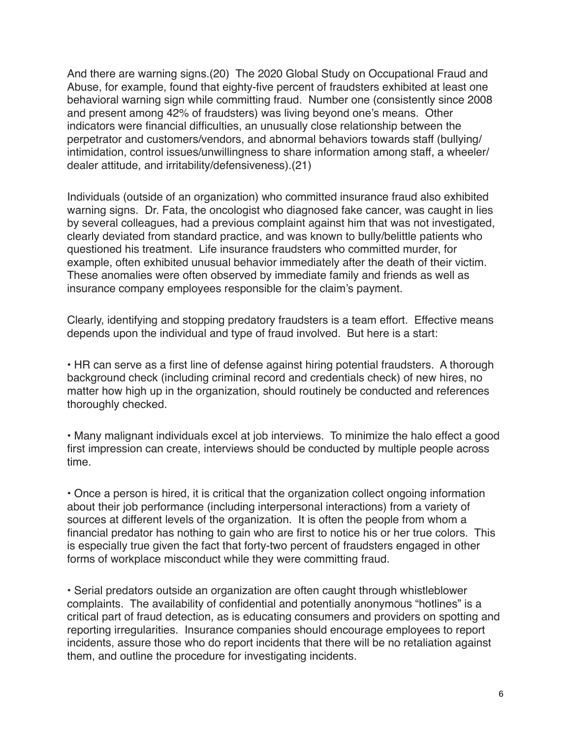And there are warning signs.(20) The 2020 Global Study on Occupational Fraud and Abuse, for example, found that eighty-five percent of fraudsters exhibited at least one behavioral warning sign while committing fraud. Number one (consistently since 2008 and present among 42% of fraudsters) was living beyond one's means. Other indicators were financial difficulties, an unusually close relationship between the perpetrator and customers/vendors, and abnormal behaviors towards staff (bullying/intimidation, control issues/unwillingness to share information among staff, a wheeler/dealer attitude, and irritability/defensiveness).(21)

Individuals (outside of an organization) who committed insurance fraud also exhibited warning signs. Dr. Fata, the oncologist who diagnosed fake cancer, was caught in lies by several colleagues, had a previous complaint against him that was not investigated, clearly deviated from standard practice, and was known to bully/belittle patients who questioned his treatment. Life insurance fraudsters who committed murder, for example, often exhibited unusual behavior immediately after the death of their victim. These anomalies were often observed by immediate family and friends as well as insurance company employees responsible for the claim's payment.

Clearly, identifying and stopping predatory fraudsters is a team effort. Effective means depends upon the individual and type of fraud involved. But here is a start:

- HR can serve as a first line of defense against hiring potential fraudsters. A thorough background check (including criminal record and credentials check) of new hires, no matter how high up in the organization, should routinely be conducted and references thoroughly checked.

- Many malignant individuals excel at job interviews. To minimize the halo effect a good first impression can create, interviews should be conducted by multiple people across time.

- Once a person is hired, it is critical that the organization collect ongoing information about their job performance (including interpersonal interactions) from a variety of sources at different levels of the organization. It is often the people from whom a financial predator has nothing to gain who are first to notice his or her true colors. This is especially true given the fact that forty-two percent of fraudsters engaged in other forms of workplace misconduct while they were committing fraud.

- Serial predators outside an organization are often caught through whistleblower complaints. The availability of confidential and potentially anonymous "hotlines" is a critical part of fraud detection, as is educating consumers and providers on spotting and reporting irregularities. Insurance companies should encourage employees to report incidents, assure those who do report incidents that there will be no retaliation against them, and outline the procedure for investigating incidents.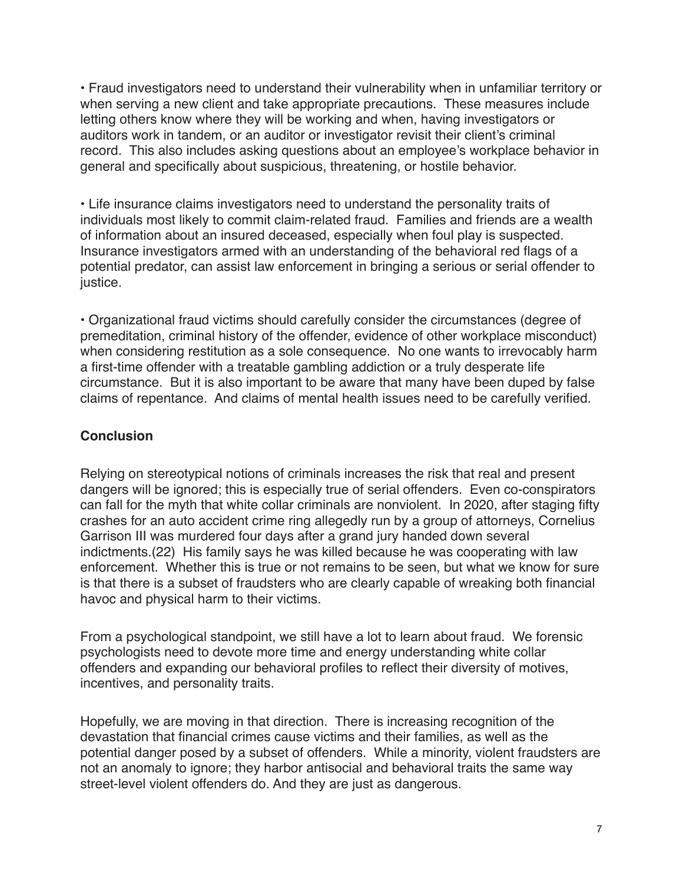- Fraud investigators need to understand their vulnerability when in unfamiliar territory or when serving a new client and take appropriate precautions. These measures include letting others know where they will be working and when, having investigators or auditors work in tandem, or an auditor or investigator revisit their client's criminal record. This also includes asking questions about an employee's workplace behavior in general and specifically about suspicious, threatening, or hostile behavior.

- Life insurance claims investigators need to understand the personality traits of individuals most likely to commit claim-related fraud. Families and friends are a wealth of information about an insured deceased, especially when foul play is suspected. Insurance investigators armed with an understanding of the behavioral red flags of a potential predator, can assist law enforcement in bringing a serious or serial offender to justice.

- Organizational fraud victims should carefully consider the circumstances (degree of premeditation, criminal history of the offender, evidence of other workplace misconduct) when considering restitution as a sole consequence. No one wants to irrevocably harm a first-time offender with a treatable gambling addiction or a truly desperate life circumstance. But it is also important to be aware that many have been duped by false claims of repentance. And claims of mental health issues need to be carefully verified.

## Conclusion

Relying on stereotypical notions of criminals increases the risk that real and present dangers will be ignored; this is especially true of serial offenders. Even co-conspirators can fall for the myth that white collar criminals are nonviolent. In 2020, after staging fifty crashes for an auto accident crime ring allegedly run by a group of attorneys, Cornelius Garrison III was murdered four days after a grand jury handed down several indictments.(22) His family says he was killed because he was cooperating with law enforcement. Whether this is true or not remains to be seen, but what we know for sure is that there is a subset of fraudsters who are clearly capable of wreaking both financial havoc and physical harm to their victims.

From a psychological standpoint, we still have a lot to learn about fraud. We forensic psychologists need to devote more time and energy understanding white collar offenders and expanding our behavioral profiles to reflect their diversity of motives, incentives, and personality traits.

Hopefully, we are moving in that direction. There is increasing recognition of the devastation that financial crimes cause victims and their families, as well as the potential danger posed by a subset of offenders. While a minority, violent fraudsters are not an anomaly to ignore; they harbor antisocial and behavioral traits the same way street-level violent offenders do. And they are just as dangerous.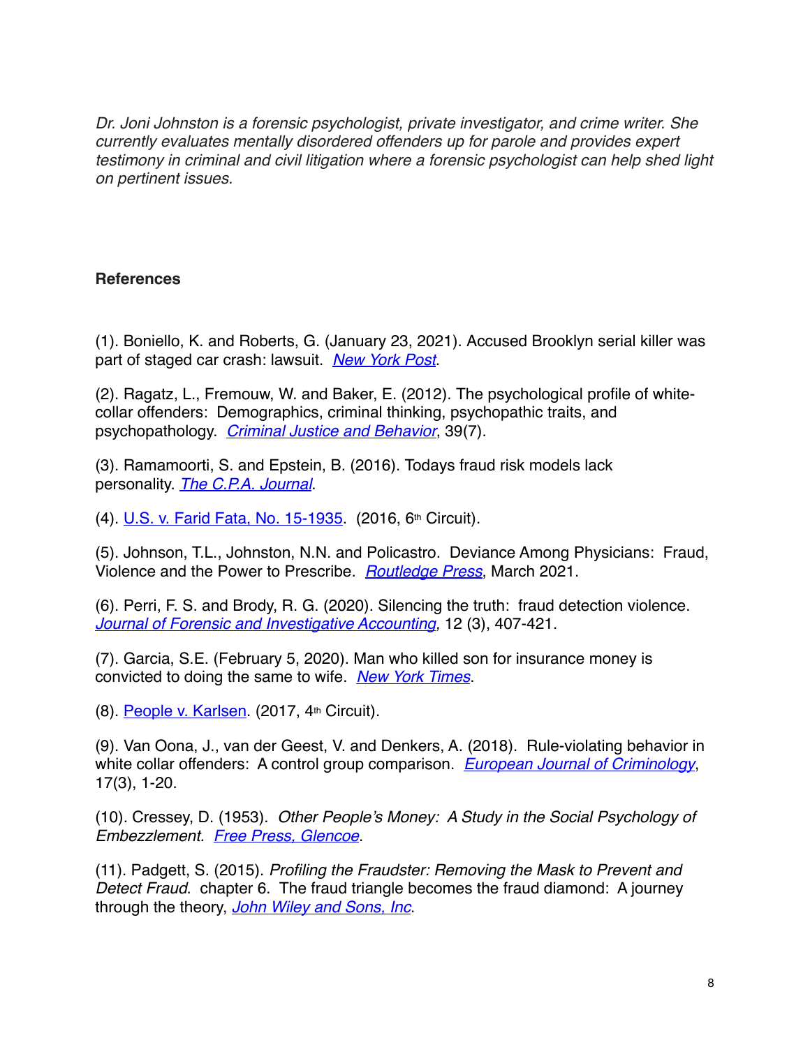*Dr. Joni Johnston is a forensic psychologist, private investigator, and crime writer. She currently evaluates mentally disordered offenders up for parole and provides expert testimony in criminal and civil litigation where a forensic psychologist can help shed light on pertinent issues.*

**References**

(1). Boniello, K. and Roberts, G. (January 23, 2021). Accused Brooklyn serial killer was part of staged car crash: lawsuit. *New York Post*.

(2). Ragatz, L., Fremouw, W. and Baker, E. (2012). The psychological profile of white-collar offenders: Demographics, criminal thinking, psychopathic traits, and psychopathology. *Criminal Justice and Behavior*, 39(7).

(3). Ramamoorti, S. and Epstein, B. (2016). Todays fraud risk models lack personality. *The C.P.A. Journal*.

(4). U.S. v. Farid Fata, No. 15-1935. (2016, 6th Circuit).

(5). Johnson, T.L., Johnston, N.N. and Policastro. Deviance Among Physicians: Fraud, Violence and the Power to Prescribe. *Routledge Press*, March 2021.

(6). Perri, F. S. and Brody, R. G. (2020). Silencing the truth: fraud detection violence. *Journal of Forensic and Investigative Accounting,* 12 (3), 407-421.

(7). Garcia, S.E. (February 5, 2020). Man who killed son for insurance money is convicted to doing the same to wife. *New York Times*.

(8). People v. Karlsen. (2017, 4th Circuit).

(9). Van Oona, J., van der Geest, V. and Denkers, A. (2018). Rule-violating behavior in white collar offenders: A control group comparison. *European Journal of Criminology*, 17(3), 1-20.

(10). Cressey, D. (1953). *Other People's Money: A Study in the Social Psychology of Embezzlement.* *Free Press, Glencoe*.

(11). Padgett, S. (2015). *Profiling the Fraudster: Removing the Mask to Prevent and Detect Fraud*. chapter 6. The fraud triangle becomes the fraud diamond: A journey through the theory, *John Wiley and Sons, Inc*.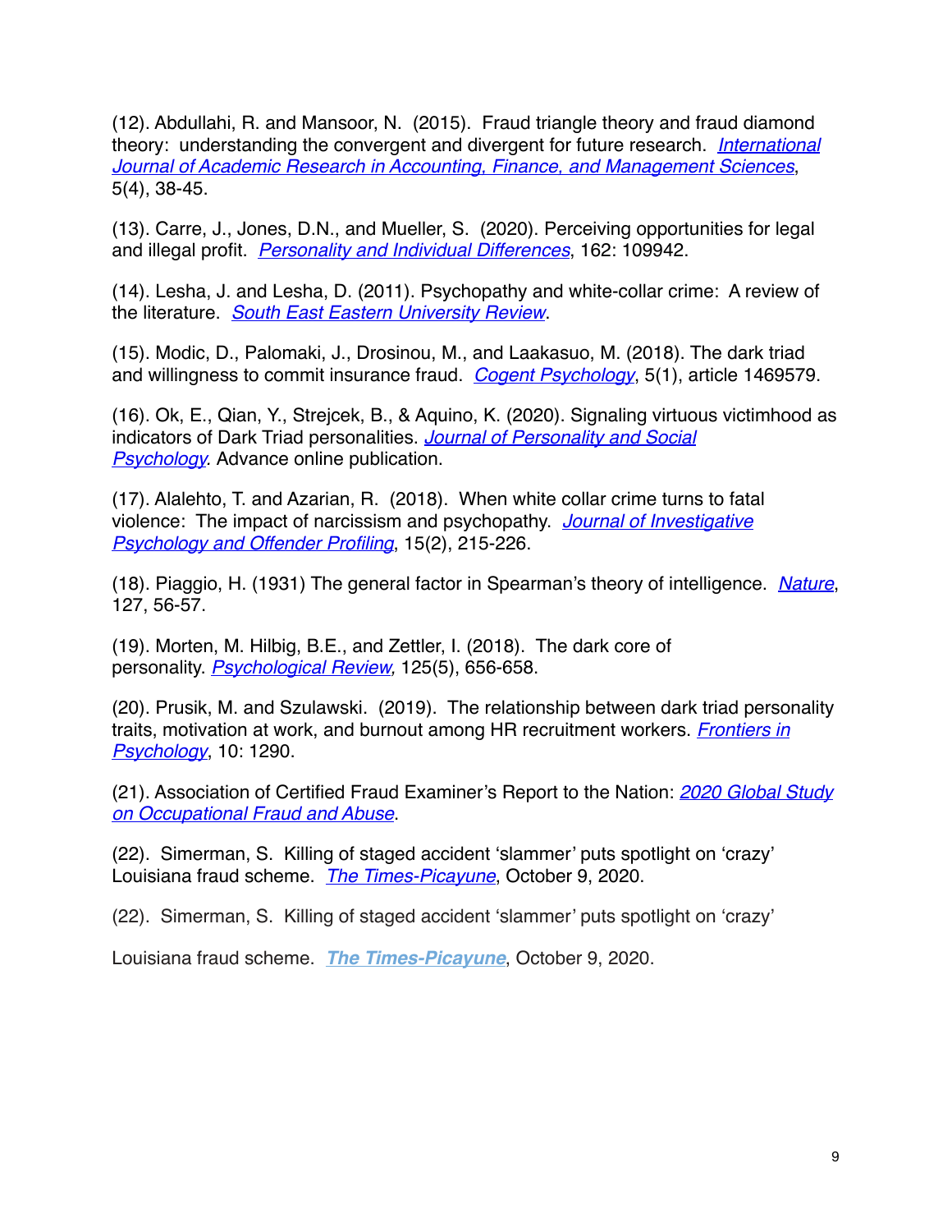(12). Abdullahi, R. and Mansoor, N. (2015). Fraud triangle theory and fraud diamond theory: understanding the convergent and divergent for future research. *International Journal of Academic Research in Accounting, Finance, and Management Sciences*, 5(4), 38-45.

(13). Carre, J., Jones, D.N., and Mueller, S. (2020). Perceiving opportunities for legal and illegal profit. *Personality and Individual Differences*, 162: 109942.

(14). Lesha, J. and Lesha, D. (2011). Psychopathy and white-collar crime: A review of the literature. *South East Eastern University Review*.

(15). Modic, D., Palomaki, J., Drosinou, M., and Laakasuo, M. (2018). The dark triad and willingness to commit insurance fraud. *Cogent Psychology*, 5(1), article 1469579.

(16). Ok, E., Qian, Y., Strejcek, B., & Aquino, K. (2020). Signaling virtuous victimhood as indicators of Dark Triad personalities. *Journal of Personality and Social Psychology*. Advance online publication.

(17). Alalehto, T. and Azarian, R. (2018). When white collar crime turns to fatal violence: The impact of narcissism and psychopathy. *Journal of Investigative Psychology and Offender Profiling*, 15(2), 215-226.

(18). Piaggio, H. (1931) The general factor in Spearman's theory of intelligence. *Nature*, 127, 56-57.

(19). Morten, M. Hilbig, B.E., and Zettler, I. (2018). The dark core of personality. *Psychological Review,* 125(5), 656-658.

(20). Prusik, M. and Szulawski. (2019). The relationship between dark triad personality traits, motivation at work, and burnout among HR recruitment workers. *Frontiers in Psychology*, 10: 1290.

(21). Association of Certified Fraud Examiner's Report to the Nation: *2020 Global Study on Occupational Fraud and Abuse*.

(22). Simerman, S. Killing of staged accident 'slammer' puts spotlight on 'crazy' Louisiana fraud scheme. *The Times-Picayune*, October 9, 2020.

(22). Simerman, S. Killing of staged accident 'slammer' puts spotlight on 'crazy'

Louisiana fraud scheme. ***The Times-Picayune***, October 9, 2020.